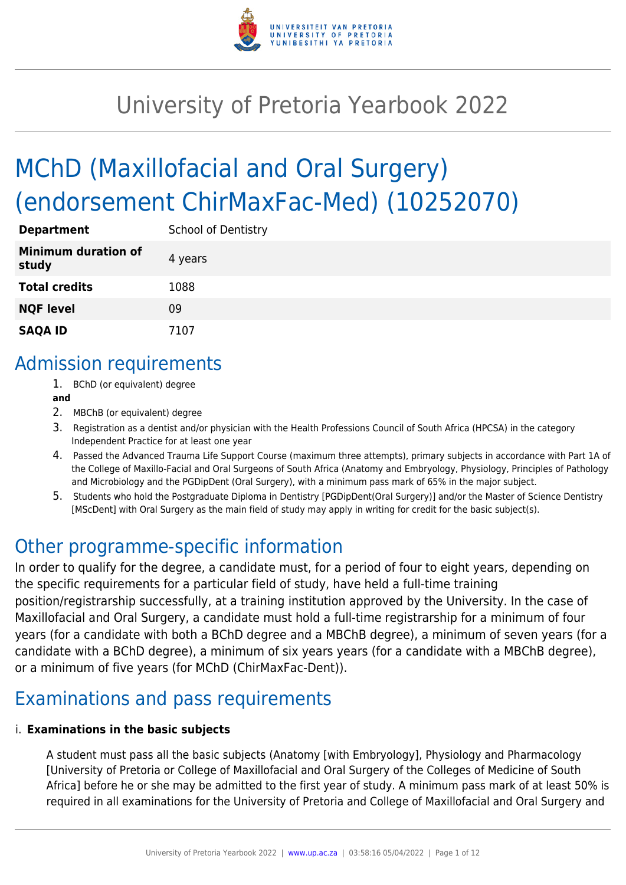# University of Pretoria Yearbook 2022

# MChD (Maxillofacial and Oral Surgery) (endorsement ChirMaxFac-Med) (10252070)

| | |
|---|---|
| **Department** | School of Dentistry |
| **Minimum duration of study** | 4 years |
| **Total credits** | 1088 |
| **NQF level** | 09 |
| **SAQA ID** | 7107 |

## Admission requirements

1. BChD (or equivalent) degree

**and**

2. MBChB (or equivalent) degree
3. Registration as a dentist and/or physician with the Health Professions Council of South Africa (HPCSA) in the category Independent Practice for at least one year
4. Passed the Advanced Trauma Life Support Course (maximum three attempts), primary subjects in accordance with Part 1A of the College of Maxillo-Facial and Oral Surgeons of South Africa (Anatomy and Embryology, Physiology, Principles of Pathology and Microbiology and the PGDipDent (Oral Surgery), with a minimum pass mark of 65% in the major subject.
5. Students who hold the Postgraduate Diploma in Dentistry [PGDipDent(Oral Surgery)] and/or the Master of Science Dentistry [MScDent] with Oral Surgery as the main field of study may apply in writing for credit for the basic subject(s).

## Other programme-specific information

In order to qualify for the degree, a candidate must, for a period of four to eight years, depending on the specific requirements for a particular field of study, have held a full-time training position/registrarship successfully, at a training institution approved by the University. In the case of Maxillofacial and Oral Surgery, a candidate must hold a full-time registrarship for a minimum of four years (for a candidate with both a BChD degree and a MBChB degree), a minimum of seven years (for a candidate with a BChD degree), a minimum of six years years (for a candidate with a MBChB degree), or a minimum of five years (for MChD (ChirMaxFac-Dent)).

## Examinations and pass requirements

i. **Examinations in the basic subjects**

A student must pass all the basic subjects (Anatomy [with Embryology], Physiology and Pharmacology [University of Pretoria or College of Maxillofacial and Oral Surgery of the Colleges of Medicine of South Africa] before he or she may be admitted to the first year of study. A minimum pass mark of at least 50% is required in all examinations for the University of Pretoria and College of Maxillofacial and Oral Surgery and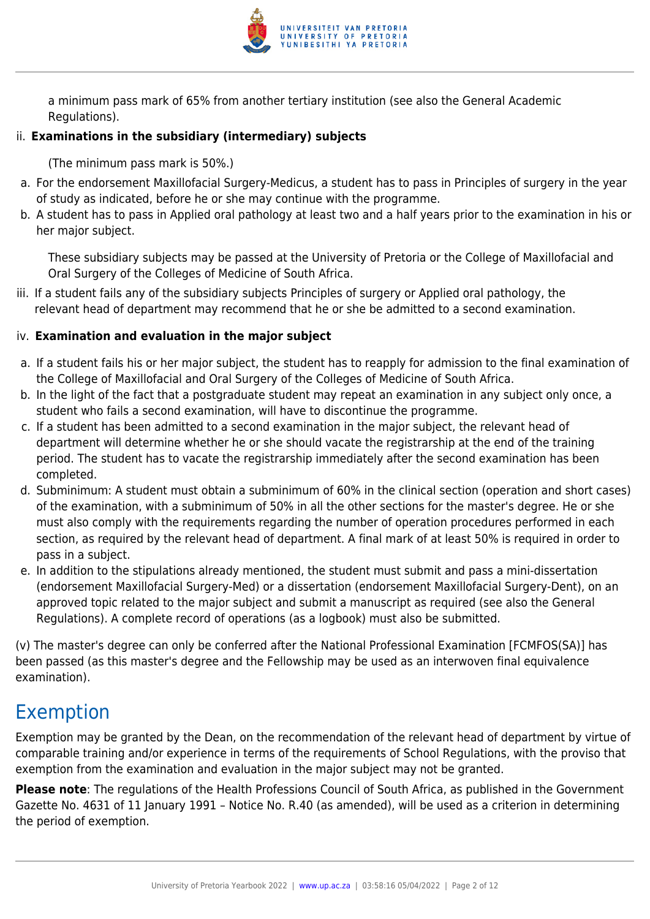a minimum pass mark of 65% from another tertiary institution (see also the General Academic Regulations).

ii. **Examinations in the subsidiary (intermediary) subjects**

(The minimum pass mark is 50%.)

a. For the endorsement Maxillofacial Surgery-Medicus, a student has to pass in Principles of surgery in the year of study as indicated, before he or she may continue with the programme.
b. A student has to pass in Applied oral pathology at least two and a half years prior to the examination in his or her major subject.

These subsidiary subjects may be passed at the University of Pretoria or the College of Maxillofacial and Oral Surgery of the Colleges of Medicine of South Africa.

iii. If a student fails any of the subsidiary subjects Principles of surgery or Applied oral pathology, the relevant head of department may recommend that he or she be admitted to a second examination.

iv. **Examination and evaluation in the major subject**

a. If a student fails his or her major subject, the student has to reapply for admission to the final examination of the College of Maxillofacial and Oral Surgery of the Colleges of Medicine of South Africa.
b. In the light of the fact that a postgraduate student may repeat an examination in any subject only once, a student who fails a second examination, will have to discontinue the programme.
c. If a student has been admitted to a second examination in the major subject, the relevant head of department will determine whether he or she should vacate the registrarship at the end of the training period. The student has to vacate the registrarship immediately after the second examination has been completed.
d. Subminimum: A student must obtain a subminimum of 60% in the clinical section (operation and short cases) of the examination, with a subminimum of 50% in all the other sections for the master's degree. He or she must also comply with the requirements regarding the number of operation procedures performed in each section, as required by the relevant head of department. A final mark of at least 50% is required in order to pass in a subject.
e. In addition to the stipulations already mentioned, the student must submit and pass a mini-dissertation (endorsement Maxillofacial Surgery-Med) or a dissertation (endorsement Maxillofacial Surgery-Dent), on an approved topic related to the major subject and submit a manuscript as required (see also the General Regulations). A complete record of operations (as a logbook) must also be submitted.

(v) The master's degree can only be conferred after the National Professional Examination [FCMFOS(SA)] has been passed (as this master's degree and the Fellowship may be used as an interwoven final equivalence examination).

## Exemption

Exemption may be granted by the Dean, on the recommendation of the relevant head of department by virtue of comparable training and/or experience in terms of the requirements of School Regulations, with the proviso that exemption from the examination and evaluation in the major subject may not be granted.

**Please note**: The regulations of the Health Professions Council of South Africa, as published in the Government Gazette No. 4631 of 11 January 1991 – Notice No. R.40 (as amended), will be used as a criterion in determining the period of exemption.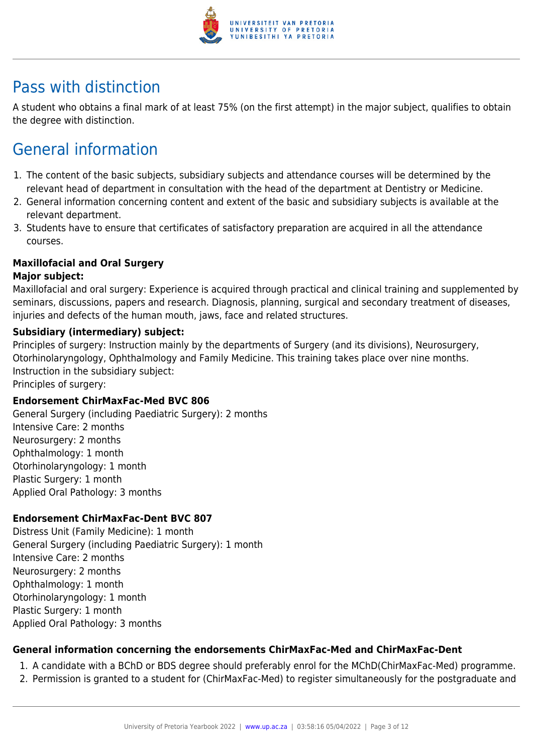## Pass with distinction

A student who obtains a final mark of at least 75% (on the first attempt) in the major subject, qualifies to obtain the degree with distinction.

## General information

1. The content of the basic subjects, subsidiary subjects and attendance courses will be determined by the relevant head of department in consultation with the head of the department at Dentistry or Medicine.
2. General information concerning content and extent of the basic and subsidiary subjects is available at the relevant department.
3. Students have to ensure that certificates of satisfactory preparation are acquired in all the attendance courses.

**Maxillofacial and Oral Surgery**
**Major subject:**
Maxillofacial and oral surgery: Experience is acquired through practical and clinical training and supplemented by seminars, discussions, papers and research. Diagnosis, planning, surgical and secondary treatment of diseases, injuries and defects of the human mouth, jaws, face and related structures.

**Subsidiary (intermediary) subject:**
Principles of surgery: Instruction mainly by the departments of Surgery (and its divisions), Neurosurgery, Otorhinolaryngology, Ophthalmology and Family Medicine. This training takes place over nine months.
Instruction in the subsidiary subject:
Principles of surgery:

**Endorsement ChirMaxFac-Med BVC 806**
General Surgery (including Paediatric Surgery): 2 months
Intensive Care: 2 months
Neurosurgery: 2 months
Ophthalmology: 1 month
Otorhinolaryngology: 1 month
Plastic Surgery: 1 month
Applied Oral Pathology: 3 months

**Endorsement ChirMaxFac-Dent BVC 807**
Distress Unit (Family Medicine): 1 month
General Surgery (including Paediatric Surgery): 1 month
Intensive Care: 2 months
Neurosurgery: 2 months
Ophthalmology: 1 month
Otorhinolaryngology: 1 month
Plastic Surgery: 1 month
Applied Oral Pathology: 3 months

**General information concerning the endorsements ChirMaxFac-Med and ChirMaxFac-Dent**

1. A candidate with a BChD or BDS degree should preferably enrol for the MChD(ChirMaxFac-Med) programme.
2. Permission is granted to a student for (ChirMaxFac-Med) to register simultaneously for the postgraduate and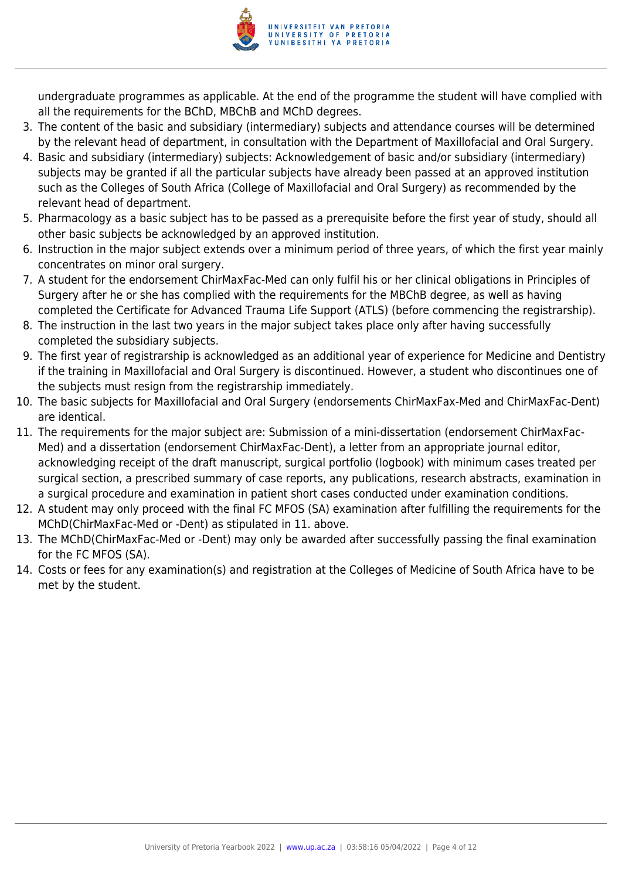undergraduate programmes as applicable. At the end of the programme the student will have complied with all the requirements for the BChD, MBChB and MChD degrees.

3. The content of the basic and subsidiary (intermediary) subjects and attendance courses will be determined by the relevant head of department, in consultation with the Department of Maxillofacial and Oral Surgery.
4. Basic and subsidiary (intermediary) subjects: Acknowledgement of basic and/or subsidiary (intermediary) subjects may be granted if all the particular subjects have already been passed at an approved institution such as the Colleges of South Africa (College of Maxillofacial and Oral Surgery) as recommended by the relevant head of department.
5. Pharmacology as a basic subject has to be passed as a prerequisite before the first year of study, should all other basic subjects be acknowledged by an approved institution.
6. Instruction in the major subject extends over a minimum period of three years, of which the first year mainly concentrates on minor oral surgery.
7. A student for the endorsement ChirMaxFac-Med can only fulfil his or her clinical obligations in Principles of Surgery after he or she has complied with the requirements for the MBChB degree, as well as having completed the Certificate for Advanced Trauma Life Support (ATLS) (before commencing the registrarship).
8. The instruction in the last two years in the major subject takes place only after having successfully completed the subsidiary subjects.
9. The first year of registrarship is acknowledged as an additional year of experience for Medicine and Dentistry if the training in Maxillofacial and Oral Surgery is discontinued. However, a student who discontinues one of the subjects must resign from the registrarship immediately.
10. The basic subjects for Maxillofacial and Oral Surgery (endorsements ChirMaxFax-Med and ChirMaxFac-Dent) are identical.
11. The requirements for the major subject are: Submission of a mini-dissertation (endorsement ChirMaxFac-Med) and a dissertation (endorsement ChirMaxFac-Dent), a letter from an appropriate journal editor, acknowledging receipt of the draft manuscript, surgical portfolio (logbook) with minimum cases treated per surgical section, a prescribed summary of case reports, any publications, research abstracts, examination in a surgical procedure and examination in patient short cases conducted under examination conditions.
12. A student may only proceed with the final FC MFOS (SA) examination after fulfilling the requirements for the MChD(ChirMaxFac-Med or -Dent) as stipulated in 11. above.
13. The MChD(ChirMaxFac-Med or -Dent) may only be awarded after successfully passing the final examination for the FC MFOS (SA).
14. Costs or fees for any examination(s) and registration at the Colleges of Medicine of South Africa have to be met by the student.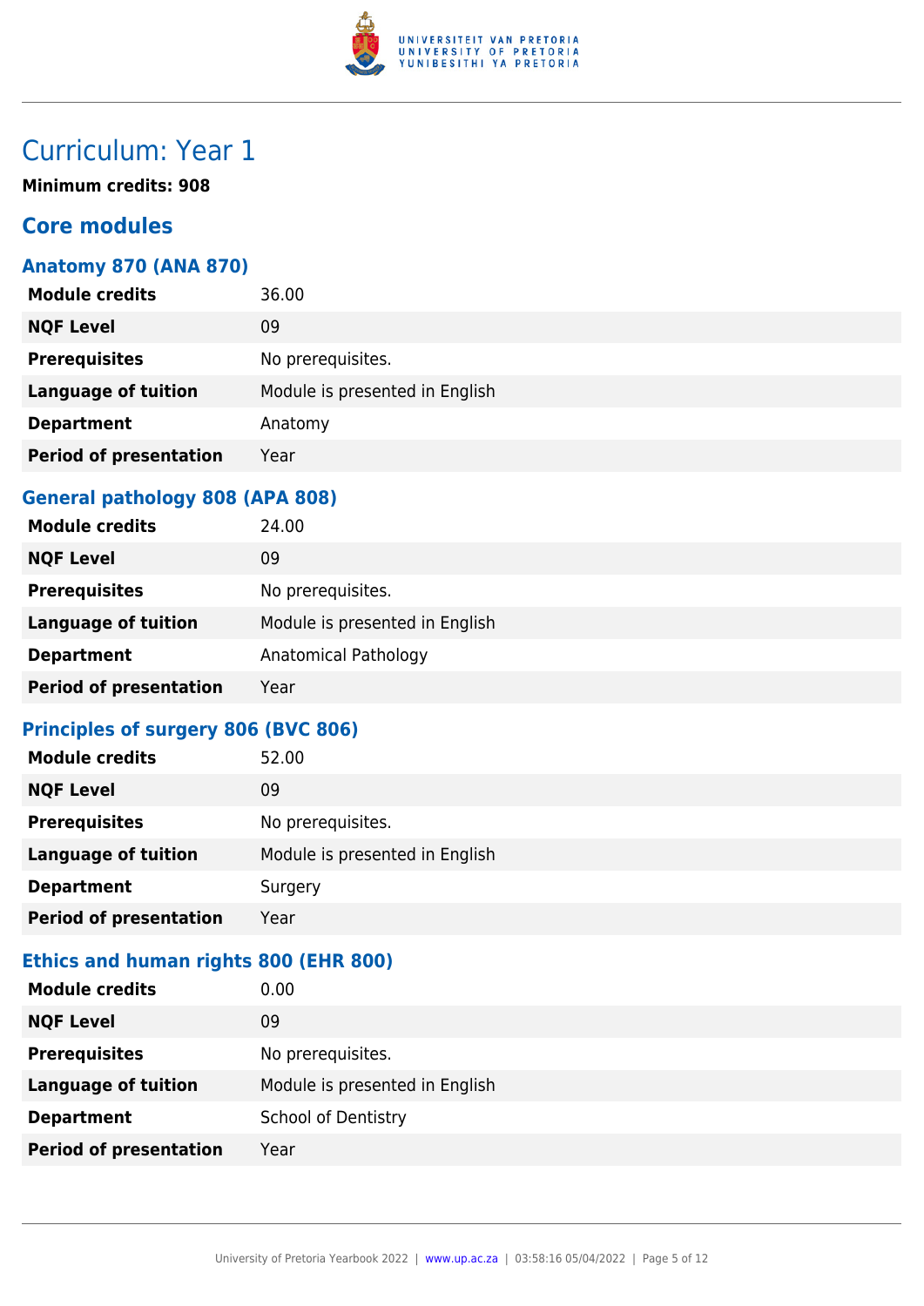# Curriculum: Year 1

**Minimum credits: 908**

## Core modules

### Anatomy 870 (ANA 870)

| | |
|---|---|
| **Module credits** | 36.00 |
| **NQF Level** | 09 |
| **Prerequisites** | No prerequisites. |
| **Language of tuition** | Module is presented in English |
| **Department** | Anatomy |
| **Period of presentation** | Year |

### General pathology 808 (APA 808)

| | |
|---|---|
| **Module credits** | 24.00 |
| **NQF Level** | 09 |
| **Prerequisites** | No prerequisites. |
| **Language of tuition** | Module is presented in English |
| **Department** | Anatomical Pathology |
| **Period of presentation** | Year |

### Principles of surgery 806 (BVC 806)

| | |
|---|---|
| **Module credits** | 52.00 |
| **NQF Level** | 09 |
| **Prerequisites** | No prerequisites. |
| **Language of tuition** | Module is presented in English |
| **Department** | Surgery |
| **Period of presentation** | Year |

### Ethics and human rights 800 (EHR 800)

| | |
|---|---|
| **Module credits** | 0.00 |
| **NQF Level** | 09 |
| **Prerequisites** | No prerequisites. |
| **Language of tuition** | Module is presented in English |
| **Department** | School of Dentistry |
| **Period of presentation** | Year |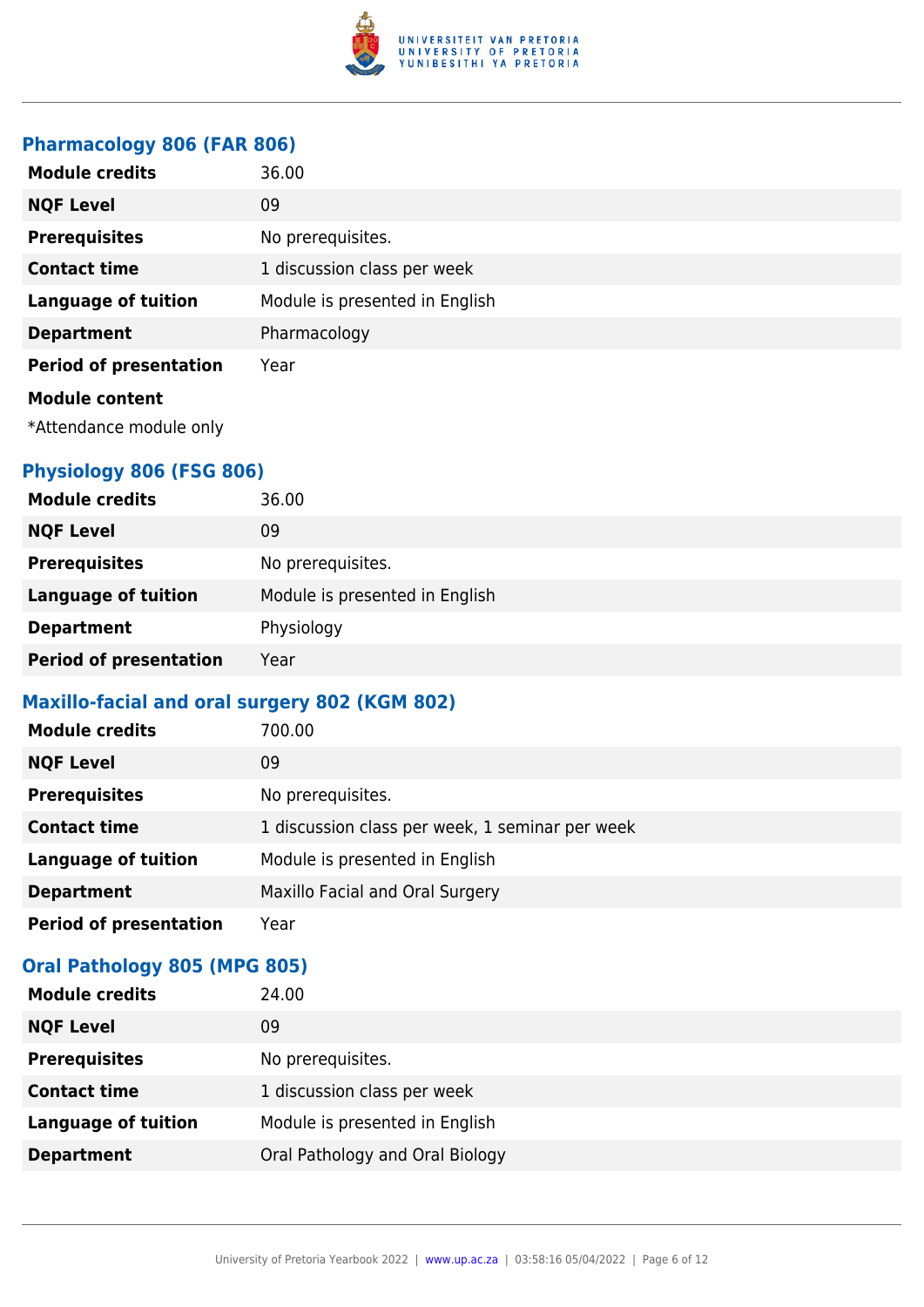### Pharmacology 806 (FAR 806)

| | |
|---|---|
| **Module credits** | 36.00 |
| **NQF Level** | 09 |
| **Prerequisites** | No prerequisites. |
| **Contact time** | 1 discussion class per week |
| **Language of tuition** | Module is presented in English |
| **Department** | Pharmacology |
| **Period of presentation** | Year |

**Module content**

*Attendance module only

### Physiology 806 (FSG 806)

| | |
|---|---|
| **Module credits** | 36.00 |
| **NQF Level** | 09 |
| **Prerequisites** | No prerequisites. |
| **Language of tuition** | Module is presented in English |
| **Department** | Physiology |
| **Period of presentation** | Year |

### Maxillo-facial and oral surgery 802 (KGM 802)

| | |
|---|---|
| **Module credits** | 700.00 |
| **NQF Level** | 09 |
| **Prerequisites** | No prerequisites. |
| **Contact time** | 1 discussion class per week, 1 seminar per week |
| **Language of tuition** | Module is presented in English |
| **Department** | Maxillo Facial and Oral Surgery |
| **Period of presentation** | Year |

### Oral Pathology 805 (MPG 805)

| | |
|---|---|
| **Module credits** | 24.00 |
| **NQF Level** | 09 |
| **Prerequisites** | No prerequisites. |
| **Contact time** | 1 discussion class per week |
| **Language of tuition** | Module is presented in English |
| **Department** | Oral Pathology and Oral Biology |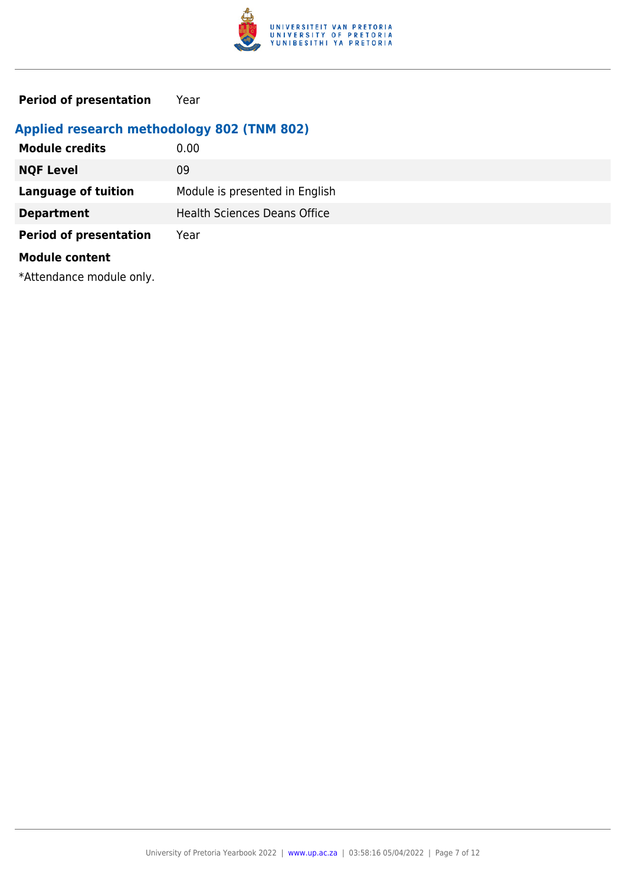| | |
|---|---|
| **Period of presentation** | Year |

### Applied research methodology 802 (TNM 802)

| | |
|---|---|
| **Module credits** | 0.00 |
| **NQF Level** | 09 |
| **Language of tuition** | Module is presented in English |
| **Department** | Health Sciences Deans Office |
| **Period of presentation** | Year |

**Module content**

*Attendance module only.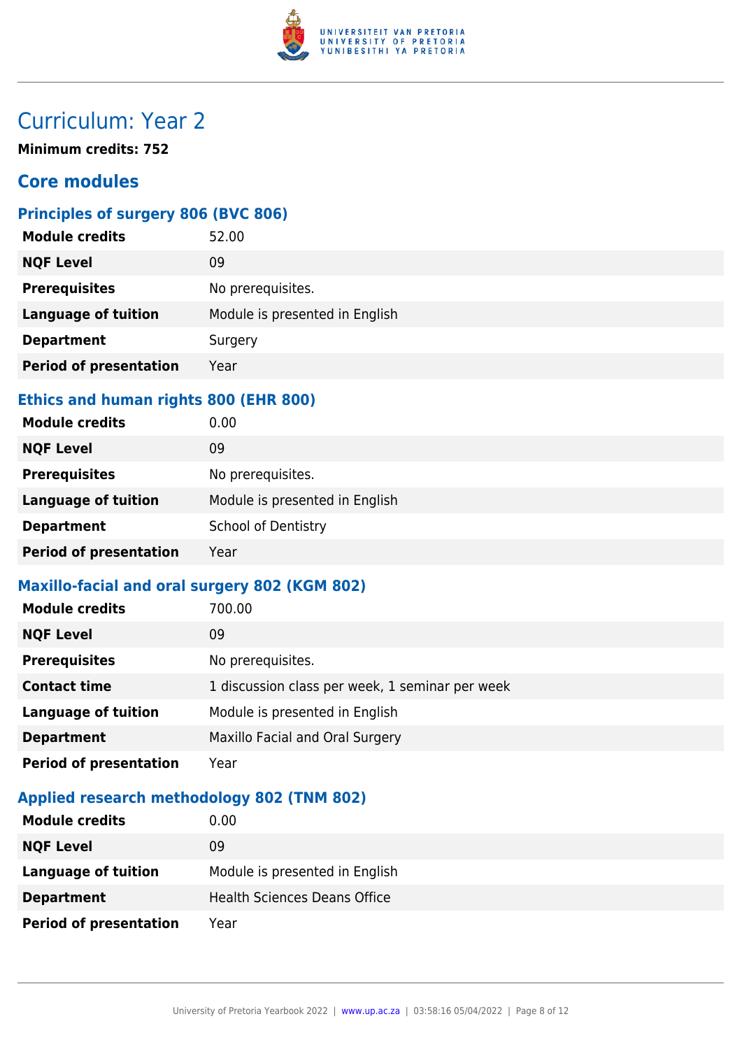# Curriculum: Year 2

**Minimum credits: 752**

## Core modules

### Principles of surgery 806 (BVC 806)

| | |
|---|---|
| **Module credits** | 52.00 |
| **NQF Level** | 09 |
| **Prerequisites** | No prerequisites. |
| **Language of tuition** | Module is presented in English |
| **Department** | Surgery |
| **Period of presentation** | Year |

### Ethics and human rights 800 (EHR 800)

| | |
|---|---|
| **Module credits** | 0.00 |
| **NQF Level** | 09 |
| **Prerequisites** | No prerequisites. |
| **Language of tuition** | Module is presented in English |
| **Department** | School of Dentistry |
| **Period of presentation** | Year |

### Maxillo-facial and oral surgery 802 (KGM 802)

| | |
|---|---|
| **Module credits** | 700.00 |
| **NQF Level** | 09 |
| **Prerequisites** | No prerequisites. |
| **Contact time** | 1 discussion class per week, 1 seminar per week |
| **Language of tuition** | Module is presented in English |
| **Department** | Maxillo Facial and Oral Surgery |
| **Period of presentation** | Year |

### Applied research methodology 802 (TNM 802)

| | |
|---|---|
| **Module credits** | 0.00 |
| **NQF Level** | 09 |
| **Language of tuition** | Module is presented in English |
| **Department** | Health Sciences Deans Office |
| **Period of presentation** | Year |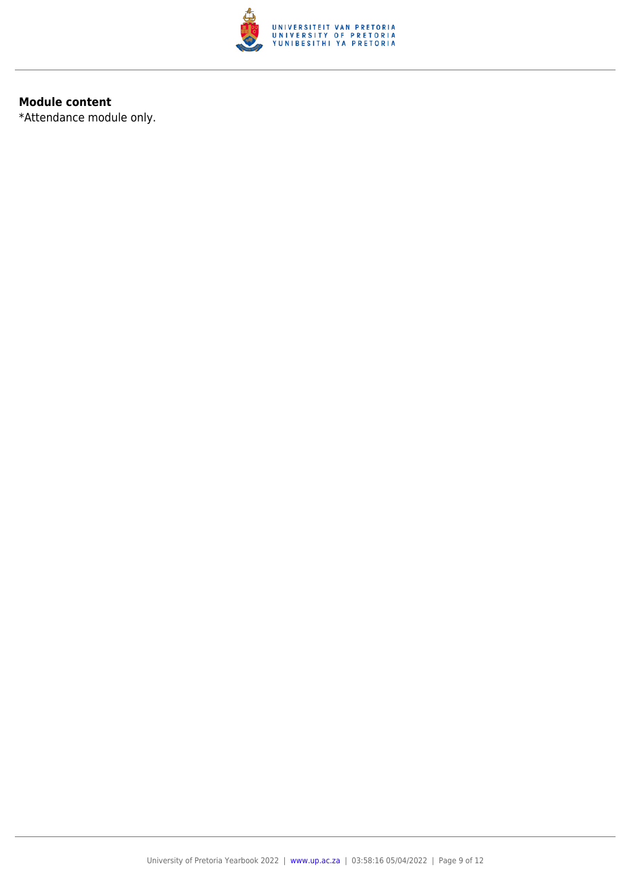**Module content**

*Attendance module only.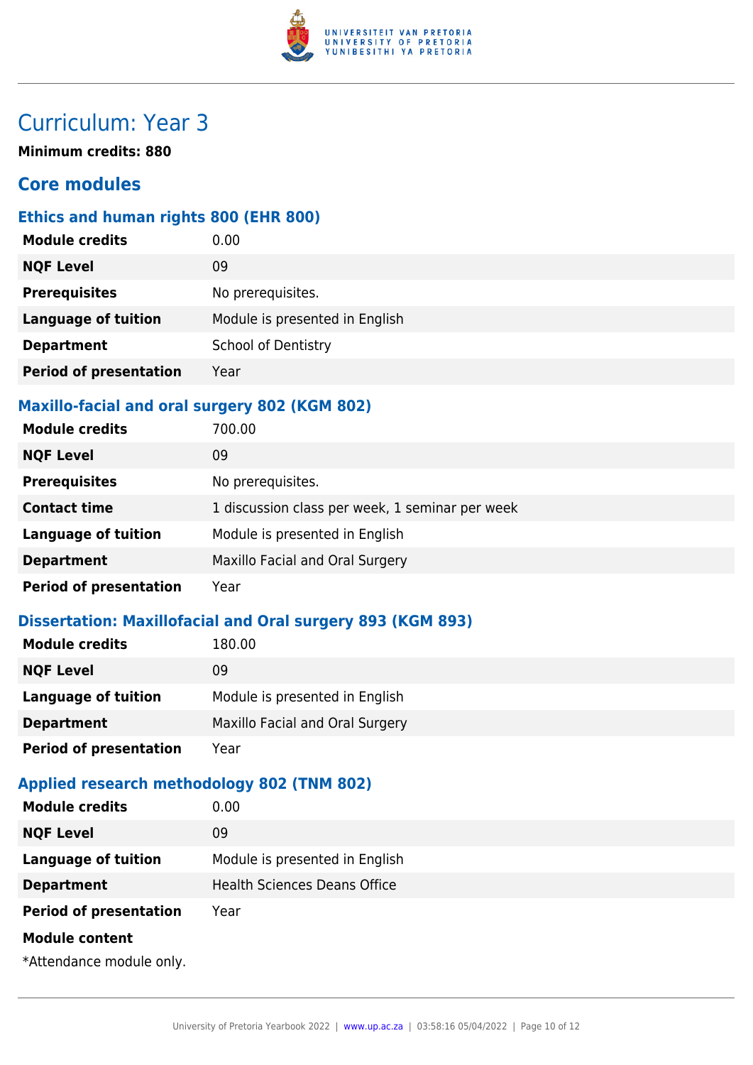# Curriculum: Year 3

**Minimum credits: 880**

## Core modules

### Ethics and human rights 800 (EHR 800)

| | |
|---|---|
| **Module credits** | 0.00 |
| **NQF Level** | 09 |
| **Prerequisites** | No prerequisites. |
| **Language of tuition** | Module is presented in English |
| **Department** | School of Dentistry |
| **Period of presentation** | Year |

### Maxillo-facial and oral surgery 802 (KGM 802)

| | |
|---|---|
| **Module credits** | 700.00 |
| **NQF Level** | 09 |
| **Prerequisites** | No prerequisites. |
| **Contact time** | 1 discussion class per week, 1 seminar per week |
| **Language of tuition** | Module is presented in English |
| **Department** | Maxillo Facial and Oral Surgery |
| **Period of presentation** | Year |

### Dissertation: Maxillofacial and Oral surgery 893 (KGM 893)

| | |
|---|---|
| **Module credits** | 180.00 |
| **NQF Level** | 09 |
| **Language of tuition** | Module is presented in English |
| **Department** | Maxillo Facial and Oral Surgery |
| **Period of presentation** | Year |

### Applied research methodology 802 (TNM 802)

| | |
|---|---|
| **Module credits** | 0.00 |
| **NQF Level** | 09 |
| **Language of tuition** | Module is presented in English |
| **Department** | Health Sciences Deans Office |
| **Period of presentation** | Year |

**Module content**

*Attendance module only.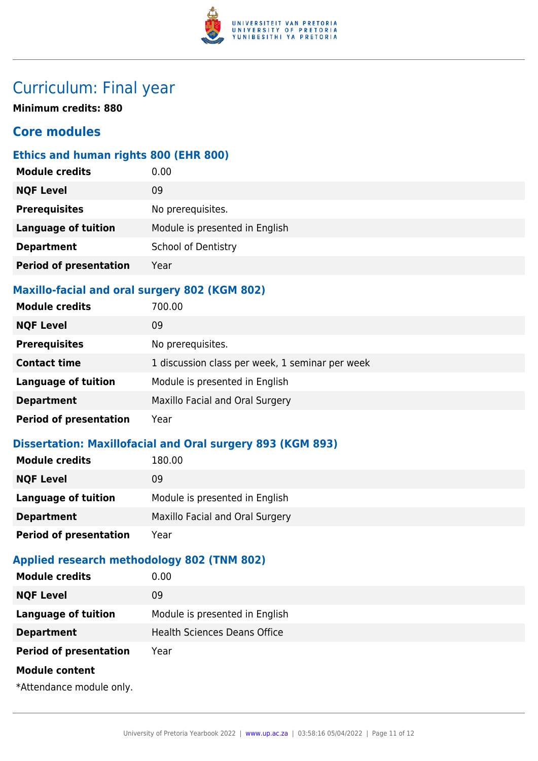## Curriculum: Final year

**Minimum credits: 880**

### Core modules

#### Ethics and human rights 800 (EHR 800)

| | |
|---|---|
| **Module credits** | 0.00 |
| **NQF Level** | 09 |
| **Prerequisites** | No prerequisites. |
| **Language of tuition** | Module is presented in English |
| **Department** | School of Dentistry |
| **Period of presentation** | Year |

#### Maxillo-facial and oral surgery 802 (KGM 802)

| | |
|---|---|
| **Module credits** | 700.00 |
| **NQF Level** | 09 |
| **Prerequisites** | No prerequisites. |
| **Contact time** | 1 discussion class per week, 1 seminar per week |
| **Language of tuition** | Module is presented in English |
| **Department** | Maxillo Facial and Oral Surgery |
| **Period of presentation** | Year |

#### Dissertation: Maxillofacial and Oral surgery 893 (KGM 893)

| | |
|---|---|
| **Module credits** | 180.00 |
| **NQF Level** | 09 |
| **Language of tuition** | Module is presented in English |
| **Department** | Maxillo Facial and Oral Surgery |
| **Period of presentation** | Year |

#### Applied research methodology 802 (TNM 802)

| | |
|---|---|
| **Module credits** | 0.00 |
| **NQF Level** | 09 |
| **Language of tuition** | Module is presented in English |
| **Department** | Health Sciences Deans Office |
| **Period of presentation** | Year |

**Module content**

*Attendance module only.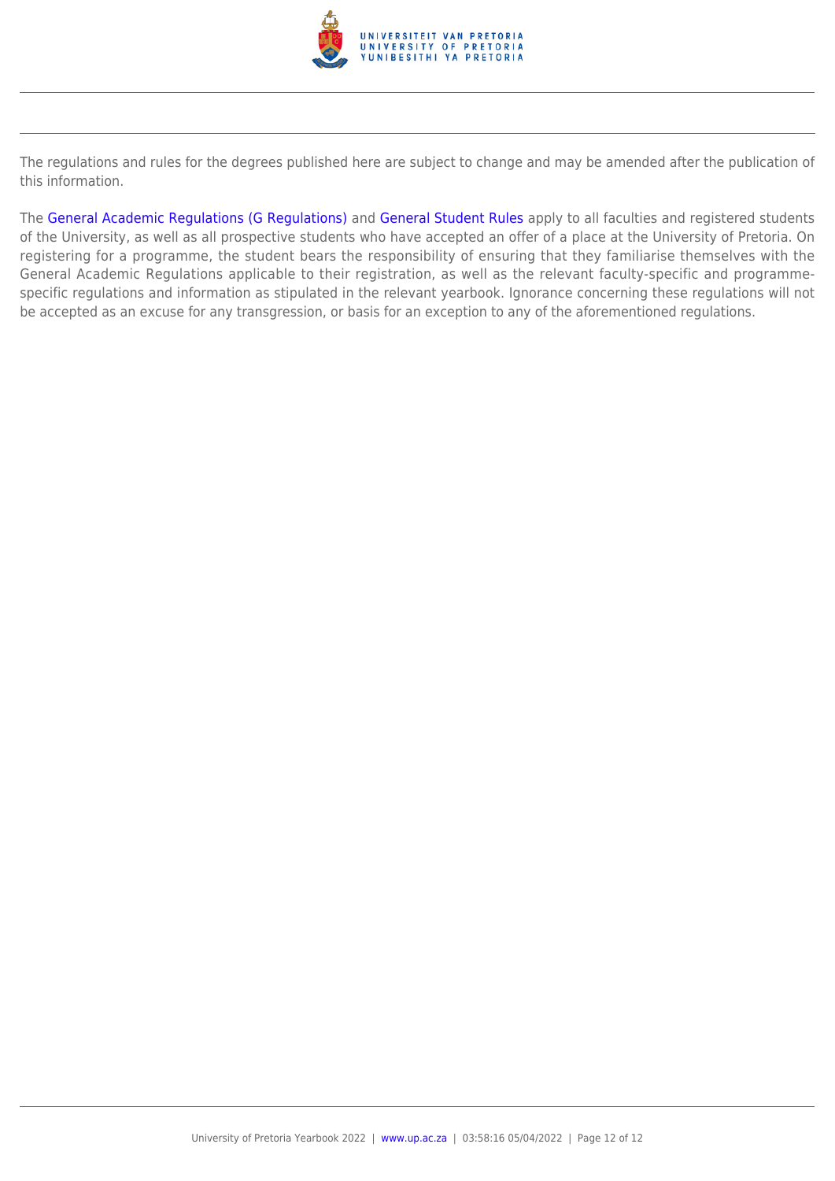The regulations and rules for the degrees published here are subject to change and may be amended after the publication of this information.

The General Academic Regulations (G Regulations) and General Student Rules apply to all faculties and registered students of the University, as well as all prospective students who have accepted an offer of a place at the University of Pretoria. On registering for a programme, the student bears the responsibility of ensuring that they familiarise themselves with the General Academic Regulations applicable to their registration, as well as the relevant faculty-specific and programme-specific regulations and information as stipulated in the relevant yearbook. Ignorance concerning these regulations will not be accepted as an excuse for any transgression, or basis for an exception to any of the aforementioned regulations.